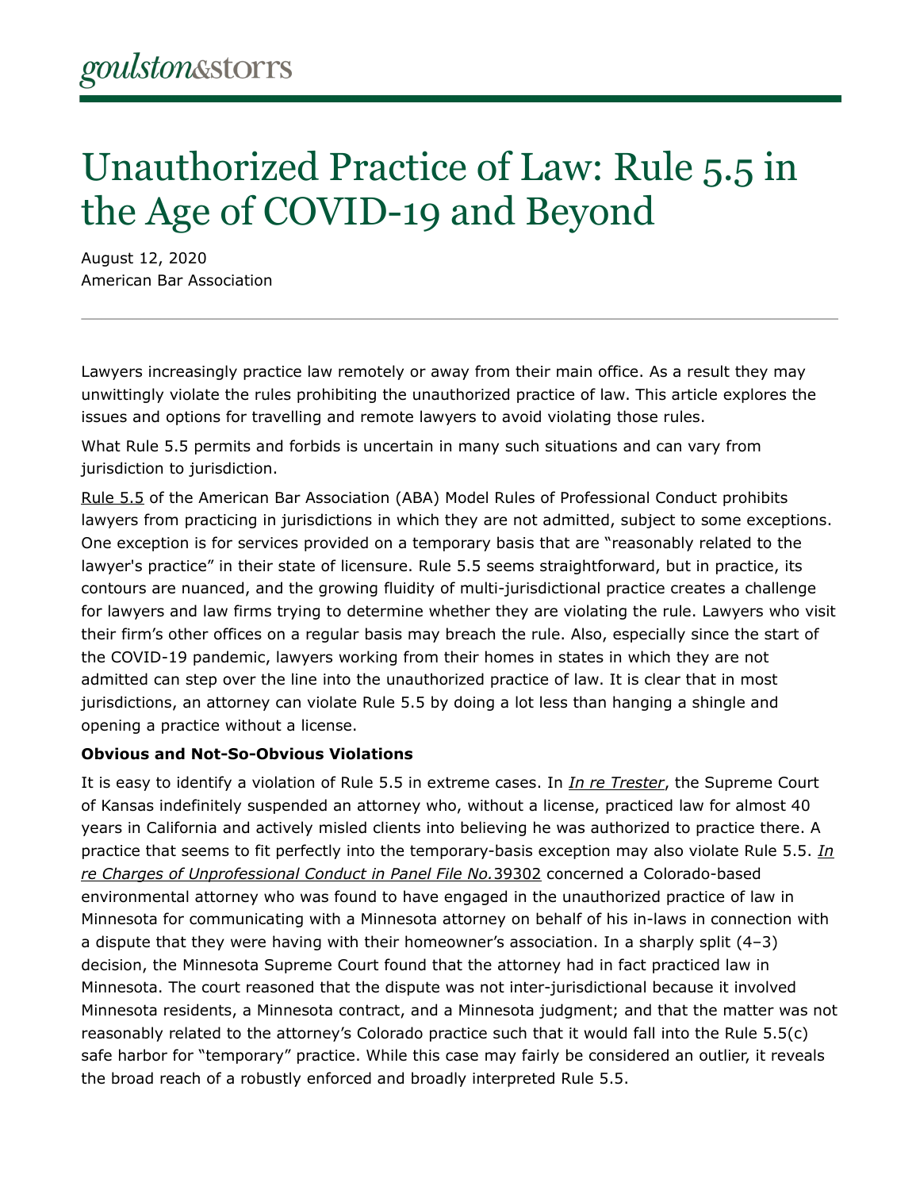goulston&storrs

# Unauthorized Practice of Law: Rule 5.5 in the Age of COVID-19 and Beyond

August 12, 2020
American Bar Association

---

Lawyers increasingly practice law remotely or away from their main office. As a result they may unwittingly violate the rules prohibiting the unauthorized practice of law. This article explores the issues and options for travelling and remote lawyers to avoid violating those rules.

What Rule 5.5 permits and forbids is uncertain in many such situations and can vary from jurisdiction to jurisdiction.

Rule 5.5 of the American Bar Association (ABA) Model Rules of Professional Conduct prohibits lawyers from practicing in jurisdictions in which they are not admitted, subject to some exceptions. One exception is for services provided on a temporary basis that are "reasonably related to the lawyer's practice" in their state of licensure. Rule 5.5 seems straightforward, but in practice, its contours are nuanced, and the growing fluidity of multi-jurisdictional practice creates a challenge for lawyers and law firms trying to determine whether they are violating the rule. Lawyers who visit their firm's other offices on a regular basis may breach the rule. Also, especially since the start of the COVID-19 pandemic, lawyers working from their homes in states in which they are not admitted can step over the line into the unauthorized practice of law. It is clear that in most jurisdictions, an attorney can violate Rule 5.5 by doing a lot less than hanging a shingle and opening a practice without a license.

**Obvious and Not-So-Obvious Violations**

It is easy to identify a violation of Rule 5.5 in extreme cases. In *In re Trester*, the Supreme Court of Kansas indefinitely suspended an attorney who, without a license, practiced law for almost 40 years in California and actively misled clients into believing he was authorized to practice there. A practice that seems to fit perfectly into the temporary-basis exception may also violate Rule 5.5. *In re Charges of Unprofessional Conduct in Panel File No.*39302 concerned a Colorado-based environmental attorney who was found to have engaged in the unauthorized practice of law in Minnesota for communicating with a Minnesota attorney on behalf of his in-laws in connection with a dispute that they were having with their homeowner's association. In a sharply split (4–3) decision, the Minnesota Supreme Court found that the attorney had in fact practiced law in Minnesota. The court reasoned that the dispute was not inter-jurisdictional because it involved Minnesota residents, a Minnesota contract, and a Minnesota judgment; and that the matter was not reasonably related to the attorney's Colorado practice such that it would fall into the Rule 5.5(c) safe harbor for "temporary" practice. While this case may fairly be considered an outlier, it reveals the broad reach of a robustly enforced and broadly interpreted Rule 5.5.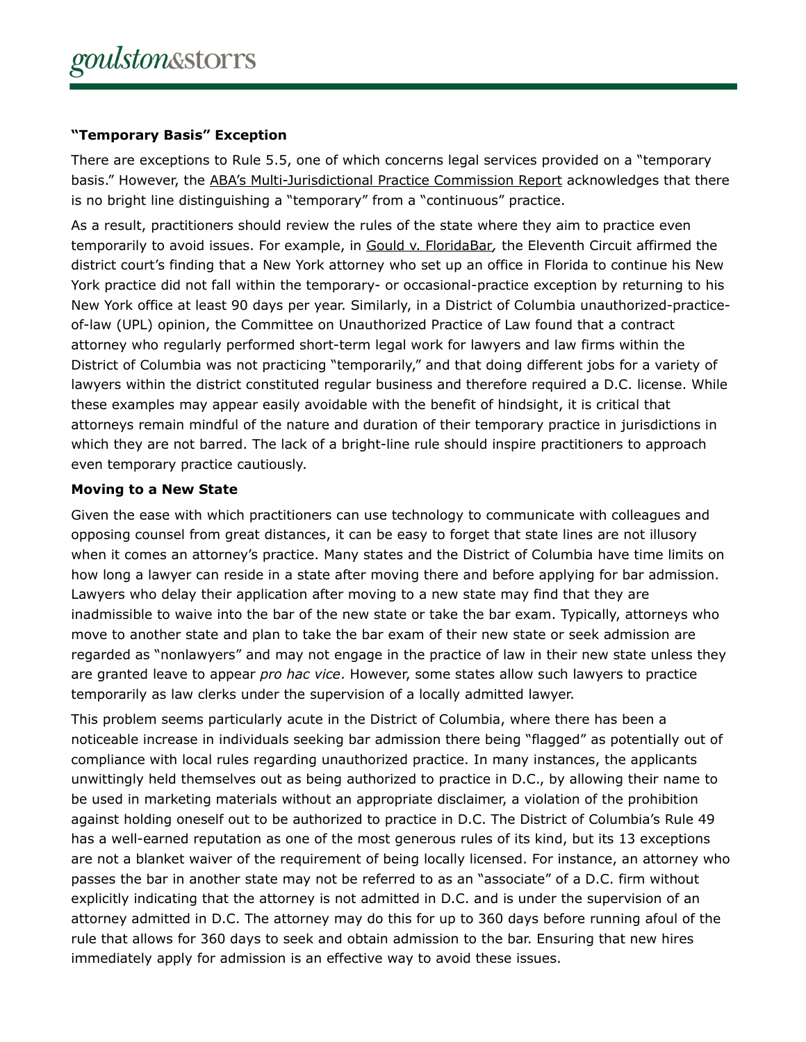**"Temporary Basis" Exception**

There are exceptions to Rule 5.5, one of which concerns legal services provided on a "temporary basis." However, the ABA's Multi-Jurisdictional Practice Commission Report acknowledges that there is no bright line distinguishing a "temporary" from a "continuous" practice.

As a result, practitioners should review the rules of the state where they aim to practice even temporarily to avoid issues. For example, in *Gould v. FloridaBar*, the Eleventh Circuit affirmed the district court's finding that a New York attorney who set up an office in Florida to continue his New York practice did not fall within the temporary- or occasional-practice exception by returning to his New York office at least 90 days per year. Similarly, in a District of Columbia unauthorized-practice-of-law (UPL) opinion, the Committee on Unauthorized Practice of Law found that a contract attorney who regularly performed short-term legal work for lawyers and law firms within the District of Columbia was not practicing "temporarily," and that doing different jobs for a variety of lawyers within the district constituted regular business and therefore required a D.C. license. While these examples may appear easily avoidable with the benefit of hindsight, it is critical that attorneys remain mindful of the nature and duration of their temporary practice in jurisdictions in which they are not barred. The lack of a bright-line rule should inspire practitioners to approach even temporary practice cautiously.

**Moving to a New State**

Given the ease with which practitioners can use technology to communicate with colleagues and opposing counsel from great distances, it can be easy to forget that state lines are not illusory when it comes an attorney's practice. Many states and the District of Columbia have time limits on how long a lawyer can reside in a state after moving there and before applying for bar admission. Lawyers who delay their application after moving to a new state may find that they are inadmissible to waive into the bar of the new state or take the bar exam. Typically, attorneys who move to another state and plan to take the bar exam of their new state or seek admission are regarded as "nonlawyers" and may not engage in the practice of law in their new state unless they are granted leave to appear *pro hac vice*. However, some states allow such lawyers to practice temporarily as law clerks under the supervision of a locally admitted lawyer.

This problem seems particularly acute in the District of Columbia, where there has been a noticeable increase in individuals seeking bar admission there being "flagged" as potentially out of compliance with local rules regarding unauthorized practice. In many instances, the applicants unwittingly held themselves out as being authorized to practice in D.C., by allowing their name to be used in marketing materials without an appropriate disclaimer, a violation of the prohibition against holding oneself out to be authorized to practice in D.C. The District of Columbia's Rule 49 has a well-earned reputation as one of the most generous rules of its kind, but its 13 exceptions are not a blanket waiver of the requirement of being locally licensed. For instance, an attorney who passes the bar in another state may not be referred to as an "associate" of a D.C. firm without explicitly indicating that the attorney is not admitted in D.C. and is under the supervision of an attorney admitted in D.C. The attorney may do this for up to 360 days before running afoul of the rule that allows for 360 days to seek and obtain admission to the bar. Ensuring that new hires immediately apply for admission is an effective way to avoid these issues.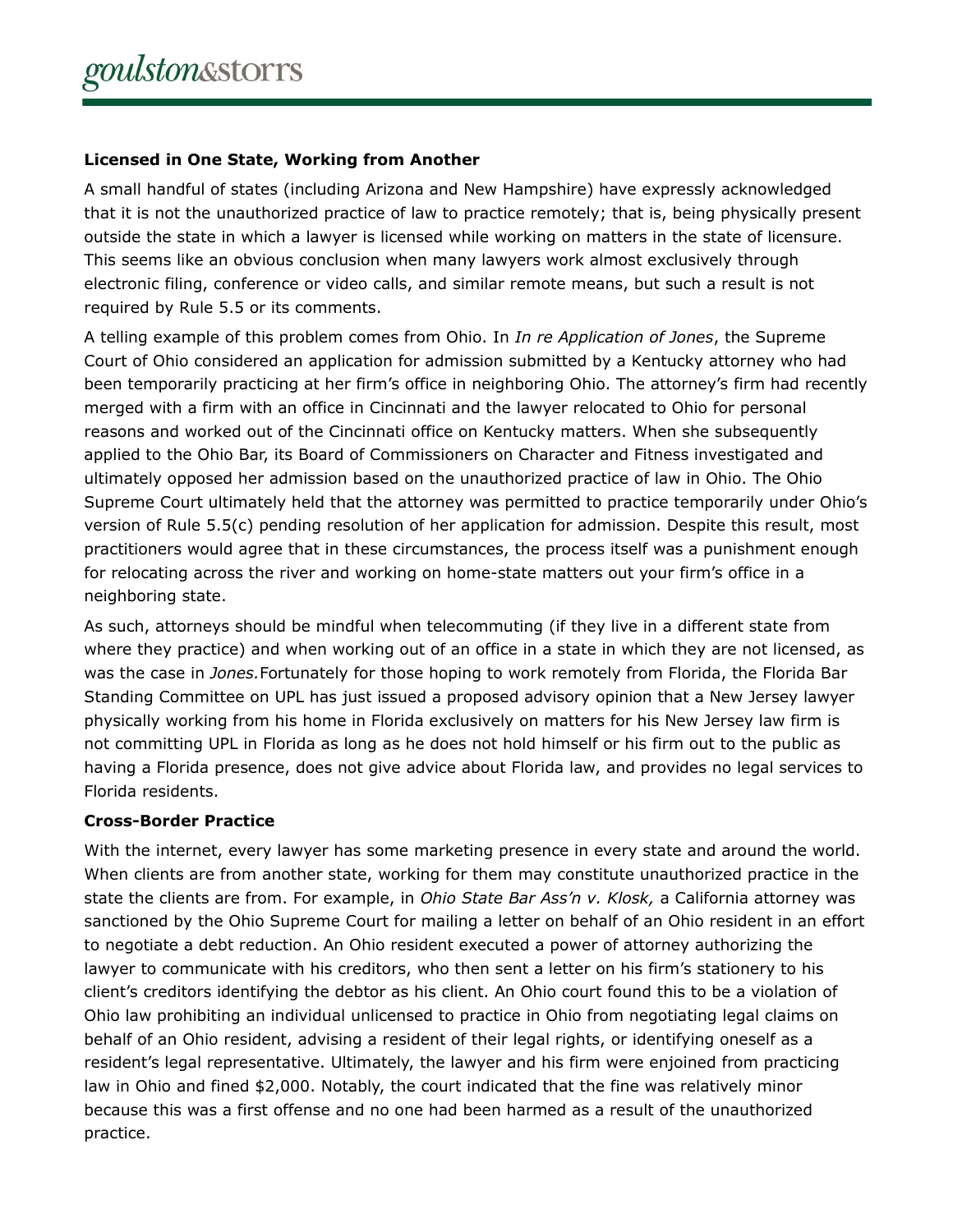**Licensed in One State, Working from Another**

A small handful of states (including Arizona and New Hampshire) have expressly acknowledged that it is not the unauthorized practice of law to practice remotely; that is, being physically present outside the state in which a lawyer is licensed while working on matters in the state of licensure. This seems like an obvious conclusion when many lawyers work almost exclusively through electronic filing, conference or video calls, and similar remote means, but such a result is not required by Rule 5.5 or its comments.

A telling example of this problem comes from Ohio. In *In re Application of Jones*, the Supreme Court of Ohio considered an application for admission submitted by a Kentucky attorney who had been temporarily practicing at her firm's office in neighboring Ohio. The attorney's firm had recently merged with a firm with an office in Cincinnati and the lawyer relocated to Ohio for personal reasons and worked out of the Cincinnati office on Kentucky matters. When she subsequently applied to the Ohio Bar, its Board of Commissioners on Character and Fitness investigated and ultimately opposed her admission based on the unauthorized practice of law in Ohio. The Ohio Supreme Court ultimately held that the attorney was permitted to practice temporarily under Ohio's version of Rule 5.5(c) pending resolution of her application for admission. Despite this result, most practitioners would agree that in these circumstances, the process itself was a punishment enough for relocating across the river and working on home-state matters out your firm's office in a neighboring state.

As such, attorneys should be mindful when telecommuting (if they live in a different state from where they practice) and when working out of an office in a state in which they are not licensed, as was the case in *Jones.* Fortunately for those hoping to work remotely from Florida, the Florida Bar Standing Committee on UPL has just issued a proposed advisory opinion that a New Jersey lawyer physically working from his home in Florida exclusively on matters for his New Jersey law firm is not committing UPL in Florida as long as he does not hold himself or his firm out to the public as having a Florida presence, does not give advice about Florida law, and provides no legal services to Florida residents.

**Cross-Border Practice**

With the internet, every lawyer has some marketing presence in every state and around the world. When clients are from another state, working for them may constitute unauthorized practice in the state the clients are from. For example, in *Ohio State Bar Ass'n v. Klosk,* a California attorney was sanctioned by the Ohio Supreme Court for mailing a letter on behalf of an Ohio resident in an effort to negotiate a debt reduction. An Ohio resident executed a power of attorney authorizing the lawyer to communicate with his creditors, who then sent a letter on his firm's stationery to his client's creditors identifying the debtor as his client. An Ohio court found this to be a violation of Ohio law prohibiting an individual unlicensed to practice in Ohio from negotiating legal claims on behalf of an Ohio resident, advising a resident of their legal rights, or identifying oneself as a resident's legal representative. Ultimately, the lawyer and his firm were enjoined from practicing law in Ohio and fined $2,000. Notably, the court indicated that the fine was relatively minor because this was a first offense and no one had been harmed as a result of the unauthorized practice.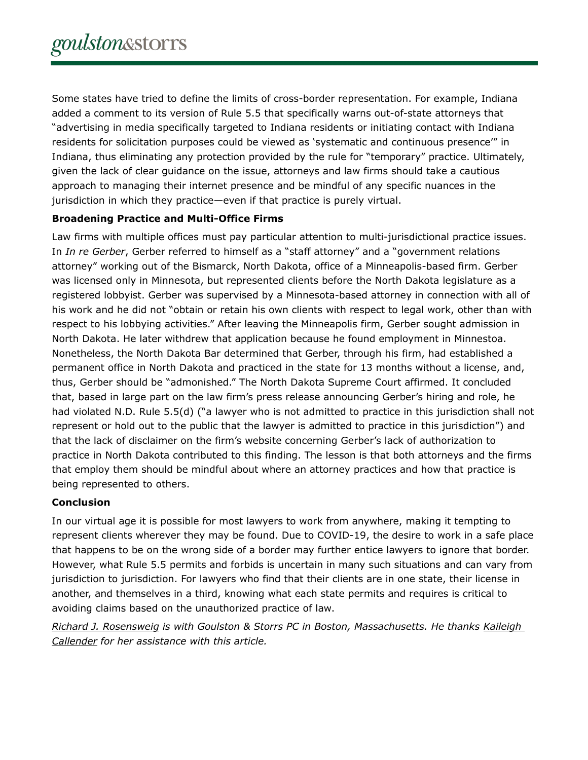Some states have tried to define the limits of cross-border representation. For example, Indiana added a comment to its version of Rule 5.5 that specifically warns out-of-state attorneys that "advertising in media specifically targeted to Indiana residents or initiating contact with Indiana residents for solicitation purposes could be viewed as 'systematic and continuous presence'" in Indiana, thus eliminating any protection provided by the rule for "temporary" practice. Ultimately, given the lack of clear guidance on the issue, attorneys and law firms should take a cautious approach to managing their internet presence and be mindful of any specific nuances in the jurisdiction in which they practice—even if that practice is purely virtual.

**Broadening Practice and Multi-Office Firms**

Law firms with multiple offices must pay particular attention to multi-jurisdictional practice issues. In *In re Gerber*, Gerber referred to himself as a "staff attorney" and a "government relations attorney" working out of the Bismarck, North Dakota, office of a Minneapolis-based firm. Gerber was licensed only in Minnesota, but represented clients before the North Dakota legislature as a registered lobbyist. Gerber was supervised by a Minnesota-based attorney in connection with all of his work and he did not "obtain or retain his own clients with respect to legal work, other than with respect to his lobbying activities." After leaving the Minneapolis firm, Gerber sought admission in North Dakota. He later withdrew that application because he found employment in Minnestoa. Nonetheless, the North Dakota Bar determined that Gerber, through his firm, had established a permanent office in North Dakota and practiced in the state for 13 months without a license, and, thus, Gerber should be "admonished." The North Dakota Supreme Court affirmed. It concluded that, based in large part on the law firm's press release announcing Gerber's hiring and role, he had violated N.D. Rule 5.5(d) ("a lawyer who is not admitted to practice in this jurisdiction shall not represent or hold out to the public that the lawyer is admitted to practice in this jurisdiction") and that the lack of disclaimer on the firm's website concerning Gerber's lack of authorization to practice in North Dakota contributed to this finding. The lesson is that both attorneys and the firms that employ them should be mindful about where an attorney practices and how that practice is being represented to others.

**Conclusion**

In our virtual age it is possible for most lawyers to work from anywhere, making it tempting to represent clients wherever they may be found. Due to COVID-19, the desire to work in a safe place that happens to be on the wrong side of a border may further entice lawyers to ignore that border. However, what Rule 5.5 permits and forbids is uncertain in many such situations and can vary from jurisdiction to jurisdiction. For lawyers who find that their clients are in one state, their license in another, and themselves in a third, knowing what each state permits and requires is critical to avoiding claims based on the unauthorized practice of law.

*Richard J. Rosensweig is with Goulston & Storrs PC in Boston, Massachusetts. He thanks Kaileigh Callender for her assistance with this article.*